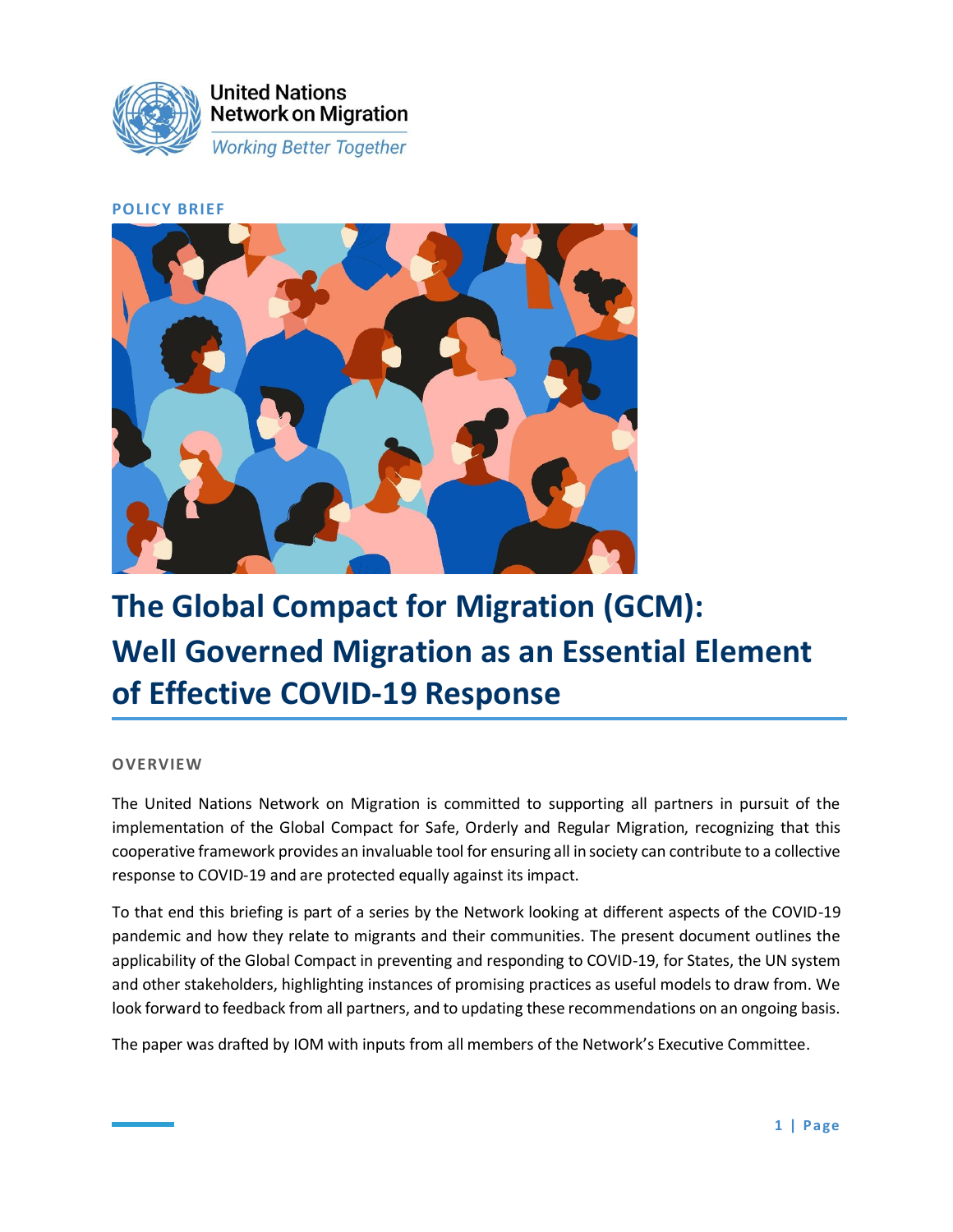United Nations
Network on Migration
*Working Better Together*

**POLICY BRIEF**

# The Global Compact for Migration (GCM): Well Governed Migration as an Essential Element of Effective COVID-19 Response

## OVERVIEW

The United Nations Network on Migration is committed to supporting all partners in pursuit of the implementation of the Global Compact for Safe, Orderly and Regular Migration, recognizing that this cooperative framework provides an invaluable tool for ensuring all in society can contribute to a collective response to COVID-19 and are protected equally against its impact.

To that end this briefing is part of a series by the Network looking at different aspects of the COVID-19 pandemic and how they relate to migrants and their communities. The present document outlines the applicability of the Global Compact in preventing and responding to COVID-19, for States, the UN system and other stakeholders, highlighting instances of promising practices as useful models to draw from. We look forward to feedback from all partners, and to updating these recommendations on an ongoing basis.

The paper was drafted by IOM with inputs from all members of the Network's Executive Committee.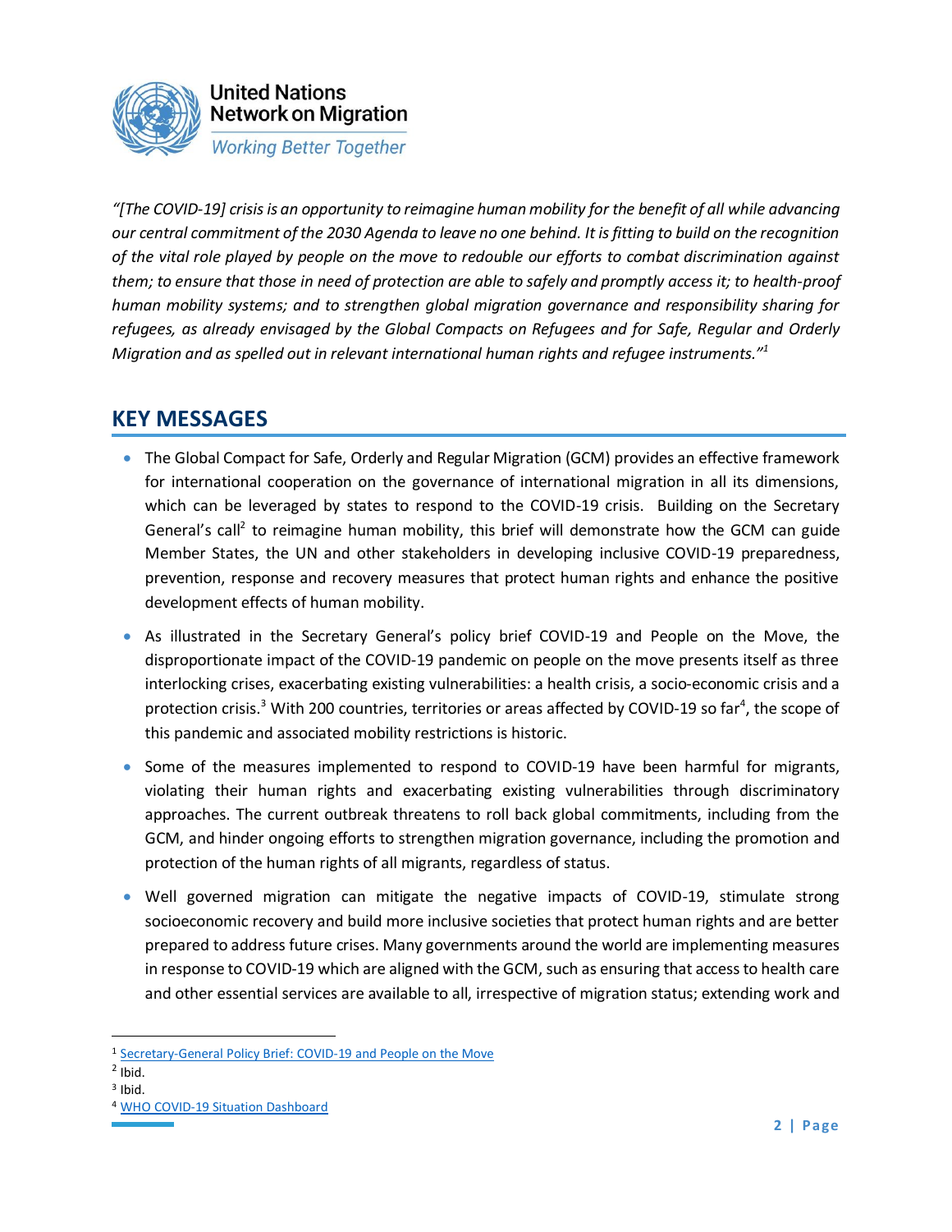*"[The COVID-19] crisis is an opportunity to reimagine human mobility for the benefit of all while advancing our central commitment of the 2030 Agenda to leave no one behind. It is fitting to build on the recognition of the vital role played by people on the move to redouble our efforts to combat discrimination against them; to ensure that those in need of protection are able to safely and promptly access it; to health-proof human mobility systems; and to strengthen global migration governance and responsibility sharing for refugees, as already envisaged by the Global Compacts on Refugees and for Safe, Regular and Orderly Migration and as spelled out in relevant international human rights and refugee instruments."*[1]

## KEY MESSAGES

- The Global Compact for Safe, Orderly and Regular Migration (GCM) provides an effective framework for international cooperation on the governance of international migration in all its dimensions, which can be leveraged by states to respond to the COVID-19 crisis. Building on the Secretary General's call[2] to reimagine human mobility, this brief will demonstrate how the GCM can guide Member States, the UN and other stakeholders in developing inclusive COVID-19 preparedness, prevention, response and recovery measures that protect human rights and enhance the positive development effects of human mobility.
- As illustrated in the Secretary General's policy brief COVID-19 and People on the Move, the disproportionate impact of the COVID-19 pandemic on people on the move presents itself as three interlocking crises, exacerbating existing vulnerabilities: a health crisis, a socio-economic crisis and a protection crisis.[3] With 200 countries, territories or areas affected by COVID-19 so far[4], the scope of this pandemic and associated mobility restrictions is historic.
- Some of the measures implemented to respond to COVID-19 have been harmful for migrants, violating their human rights and exacerbating existing vulnerabilities through discriminatory approaches. The current outbreak threatens to roll back global commitments, including from the GCM, and hinder ongoing efforts to strengthen migration governance, including the promotion and protection of the human rights of all migrants, regardless of status.
- Well governed migration can mitigate the negative impacts of COVID-19, stimulate strong socioeconomic recovery and build more inclusive societies that protect human rights and are better prepared to address future crises. Many governments around the world are implementing measures in response to COVID-19 which are aligned with the GCM, such as ensuring that access to health care and other essential services are available to all, irrespective of migration status; extending work and

---

[1] Secretary-General Policy Brief: COVID-19 and People on the Move

[2] Ibid.

[3] Ibid.

[4] WHO COVID-19 Situation Dashboard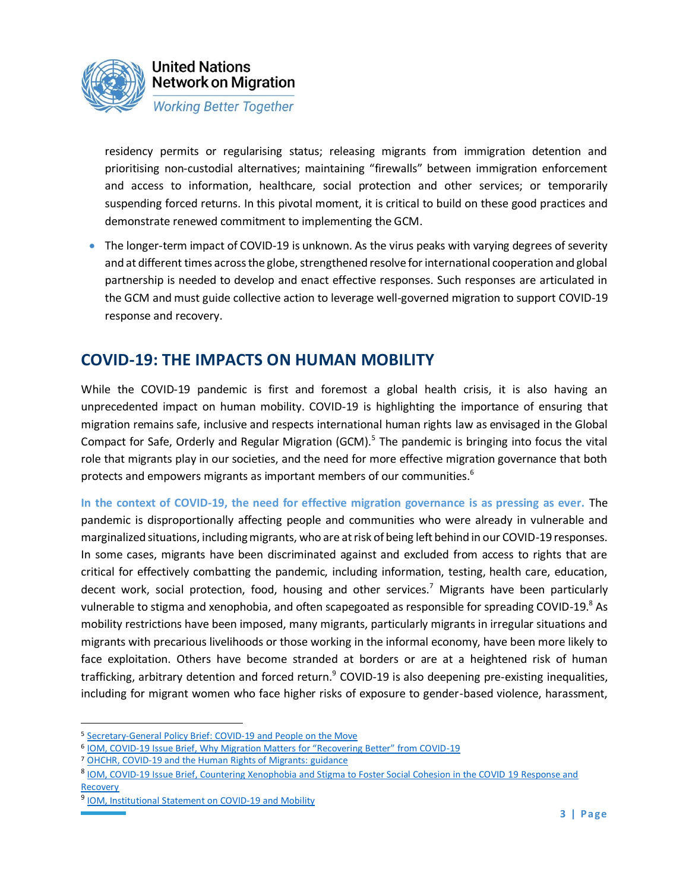residency permits or regularising status; releasing migrants from immigration detention and prioritising non-custodial alternatives; maintaining "firewalls" between immigration enforcement and access to information, healthcare, social protection and other services; or temporarily suspending forced returns. In this pivotal moment, it is critical to build on these good practices and demonstrate renewed commitment to implementing the GCM.

- The longer-term impact of COVID-19 is unknown. As the virus peaks with varying degrees of severity and at different times across the globe, strengthened resolve for international cooperation and global partnership is needed to develop and enact effective responses. Such responses are articulated in the GCM and must guide collective action to leverage well-governed migration to support COVID-19 response and recovery.

## COVID-19: THE IMPACTS ON HUMAN MOBILITY

While the COVID-19 pandemic is first and foremost a global health crisis, it is also having an unprecedented impact on human mobility. COVID-19 is highlighting the importance of ensuring that migration remains safe, inclusive and respects international human rights law as envisaged in the Global Compact for Safe, Orderly and Regular Migration (GCM).[5] The pandemic is bringing into focus the vital role that migrants play in our societies, and the need for more effective migration governance that both protects and empowers migrants as important members of our communities.[6]

**In the context of COVID-19, the need for effective migration governance is as pressing as ever.** The pandemic is disproportionally affecting people and communities who were already in vulnerable and marginalized situations, including migrants, who are at risk of being left behind in our COVID-19 responses. In some cases, migrants have been discriminated against and excluded from access to rights that are critical for effectively combatting the pandemic, including information, testing, health care, education, decent work, social protection, food, housing and other services.[7] Migrants have been particularly vulnerable to stigma and xenophobia, and often scapegoated as responsible for spreading COVID-19.[8] As mobility restrictions have been imposed, many migrants, particularly migrants in irregular situations and migrants with precarious livelihoods or those working in the informal economy, have been more likely to face exploitation. Others have become stranded at borders or are at a heightened risk of human trafficking, arbitrary detention and forced return.[9] COVID-19 is also deepening pre-existing inequalities, including for migrant women who face higher risks of exposure to gender-based violence, harassment,

---

[5] Secretary-General Policy Brief: COVID-19 and People on the Move

[6] IOM, COVID-19 Issue Brief, Why Migration Matters for "Recovering Better" from COVID-19

[7] OHCHR, COVID-19 and the Human Rights of Migrants: guidance

[8] IOM, COVID-19 Issue Brief, Countering Xenophobia and Stigma to Foster Social Cohesion in the COVID 19 Response and Recovery

[9] IOM, Institutional Statement on COVID-19 and Mobility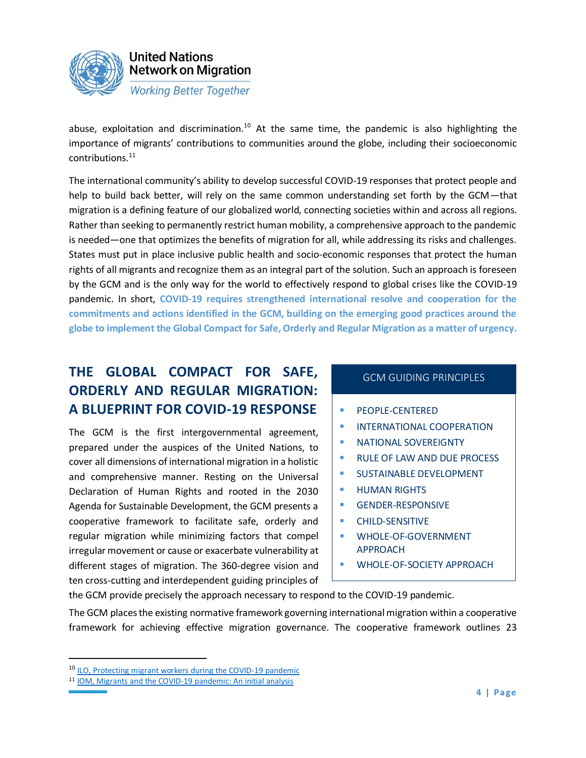abuse, exploitation and discrimination.[10] At the same time, the pandemic is also highlighting the importance of migrants' contributions to communities around the globe, including their socioeconomic contributions.[11]

The international community's ability to develop successful COVID-19 responses that protect people and help to build back better, will rely on the same common understanding set forth by the GCM—that migration is a defining feature of our globalized world, connecting societies within and across all regions. Rather than seeking to permanently restrict human mobility, a comprehensive approach to the pandemic is needed—one that optimizes the benefits of migration for all, while addressing its risks and challenges. States must put in place inclusive public health and socio-economic responses that protect the human rights of all migrants and recognize them as an integral part of the solution. Such an approach is foreseen by the GCM and is the only way for the world to effectively respond to global crises like the COVID-19 pandemic. In short, **COVID-19 requires strengthened international resolve and cooperation for the commitments and actions identified in the GCM, building on the emerging good practices around the globe to implement the Global Compact for Safe, Orderly and Regular Migration as a matter of urgency.**

## THE GLOBAL COMPACT FOR SAFE, ORDERLY AND REGULAR MIGRATION: A BLUEPRINT FOR COVID-19 RESPONSE

The GCM is the first intergovernmental agreement, prepared under the auspices of the United Nations, to cover all dimensions of international migration in a holistic and comprehensive manner. Resting on the Universal Declaration of Human Rights and rooted in the 2030 Agenda for Sustainable Development, the GCM presents a cooperative framework to facilitate safe, orderly and regular migration while minimizing factors that compel irregular movement or cause or exacerbate vulnerability at different stages of migration. The 360-degree vision and ten cross-cutting and interdependent guiding principles of the GCM provide precisely the approach necessary to respond to the COVID-19 pandemic.

**GCM GUIDING PRINCIPLES**

- PEOPLE-CENTERED
- INTERNATIONAL COOPERATION
- NATIONAL SOVEREIGNTY
- RULE OF LAW AND DUE PROCESS
- SUSTAINABLE DEVELOPMENT
- HUMAN RIGHTS
- GENDER-RESPONSIVE
- CHILD-SENSITIVE
- WHOLE-OF-GOVERNMENT APPROACH
- WHOLE-OF-SOCIETY APPROACH

The GCM places the existing normative framework governing international migration within a cooperative framework for achieving effective migration governance. The cooperative framework outlines 23

---

[10] ILO, Protecting migrant workers during the COVID-19 pandemic

[11] IOM, Migrants and the COVID-19 pandemic: An initial analysis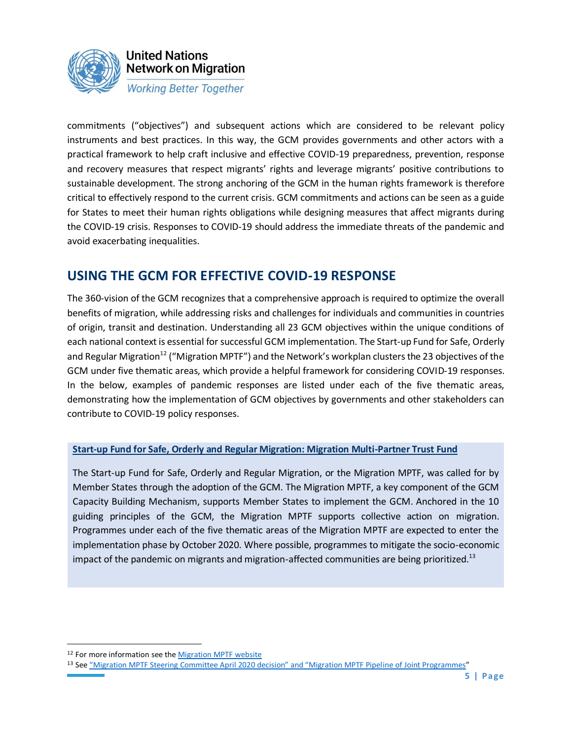commitments ("objectives") and subsequent actions which are considered to be relevant policy instruments and best practices. In this way, the GCM provides governments and other actors with a practical framework to help craft inclusive and effective COVID-19 preparedness, prevention, response and recovery measures that respect migrants' rights and leverage migrants' positive contributions to sustainable development. The strong anchoring of the GCM in the human rights framework is therefore critical to effectively respond to the current crisis. GCM commitments and actions can be seen as a guide for States to meet their human rights obligations while designing measures that affect migrants during the COVID-19 crisis. Responses to COVID-19 should address the immediate threats of the pandemic and avoid exacerbating inequalities.

## USING THE GCM FOR EFFECTIVE COVID-19 RESPONSE

The 360-vision of the GCM recognizes that a comprehensive approach is required to optimize the overall benefits of migration, while addressing risks and challenges for individuals and communities in countries of origin, transit and destination. Understanding all 23 GCM objectives within the unique conditions of each national context is essential for successful GCM implementation. The Start-up Fund for Safe, Orderly and Regular Migration[12] ("Migration MPTF") and the Network's workplan clusters the 23 objectives of the GCM under five thematic areas, which provide a helpful framework for considering COVID-19 responses. In the below, examples of pandemic responses are listed under each of the five thematic areas, demonstrating how the implementation of GCM objectives by governments and other stakeholders can contribute to COVID-19 policy responses.

**Start-up Fund for Safe, Orderly and Regular Migration: Migration Multi-Partner Trust Fund**

The Start-up Fund for Safe, Orderly and Regular Migration, or the Migration MPTF, was called for by Member States through the adoption of the GCM. The Migration MPTF, a key component of the GCM Capacity Building Mechanism, supports Member States to implement the GCM. Anchored in the 10 guiding principles of the GCM, the Migration MPTF supports collective action on migration. Programmes under each of the five thematic areas of the Migration MPTF are expected to enter the implementation phase by October 2020. Where possible, programmes to mitigate the socio-economic impact of the pandemic on migrants and migration-affected communities are being prioritized.[13]

---

[12] For more information see the Migration MPTF website

[13] See "Migration MPTF Steering Committee April 2020 decision" and "Migration MPTF Pipeline of Joint Programmes"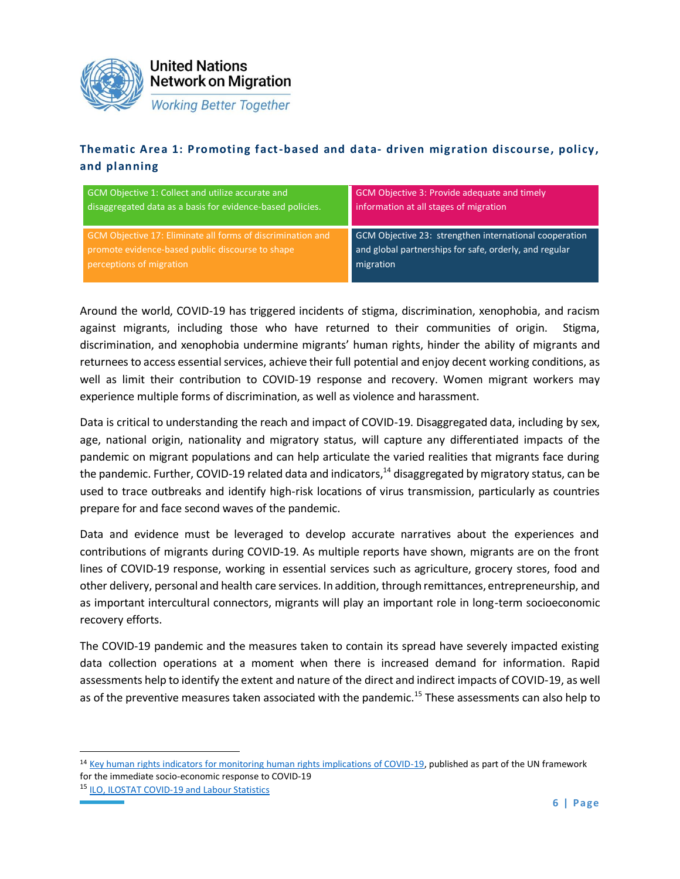### Thematic Area 1: Promoting fact-based and data- driven migration discourse, policy, and planning

| | |
|---|---|
| GCM Objective 1: Collect and utilize accurate and disaggregated data as a basis for evidence-based policies. | GCM Objective 3: Provide adequate and timely information at all stages of migration |
| GCM Objective 17: Eliminate all forms of discrimination and promote evidence-based public discourse to shape perceptions of migration | GCM Objective 23: strengthen international cooperation and global partnerships for safe, orderly, and regular migration |

Around the world, COVID-19 has triggered incidents of stigma, discrimination, xenophobia, and racism against migrants, including those who have returned to their communities of origin. Stigma, discrimination, and xenophobia undermine migrants' human rights, hinder the ability of migrants and returnees to access essential services, achieve their full potential and enjoy decent working conditions, as well as limit their contribution to COVID-19 response and recovery. Women migrant workers may experience multiple forms of discrimination, as well as violence and harassment.

Data is critical to understanding the reach and impact of COVID-19. Disaggregated data, including by sex, age, national origin, nationality and migratory status, will capture any differentiated impacts of the pandemic on migrant populations and can help articulate the varied realities that migrants face during the pandemic. Further, COVID-19 related data and indicators,[14] disaggregated by migratory status, can be used to trace outbreaks and identify high-risk locations of virus transmission, particularly as countries prepare for and face second waves of the pandemic.

Data and evidence must be leveraged to develop accurate narratives about the experiences and contributions of migrants during COVID-19. As multiple reports have shown, migrants are on the front lines of COVID-19 response, working in essential services such as agriculture, grocery stores, food and other delivery, personal and health care services. In addition, through remittances, entrepreneurship, and as important intercultural connectors, migrants will play an important role in long-term socioeconomic recovery efforts.

The COVID-19 pandemic and the measures taken to contain its spread have severely impacted existing data collection operations at a moment when there is increased demand for information. Rapid assessments help to identify the extent and nature of the direct and indirect impacts of COVID-19, as well as of the preventive measures taken associated with the pandemic.[15] These assessments can also help to

---

[14] Key human rights indicators for monitoring human rights implications of COVID-19, published as part of the UN framework for the immediate socio-economic response to COVID-19

[15] ILO, ILOSTAT COVID-19 and Labour Statistics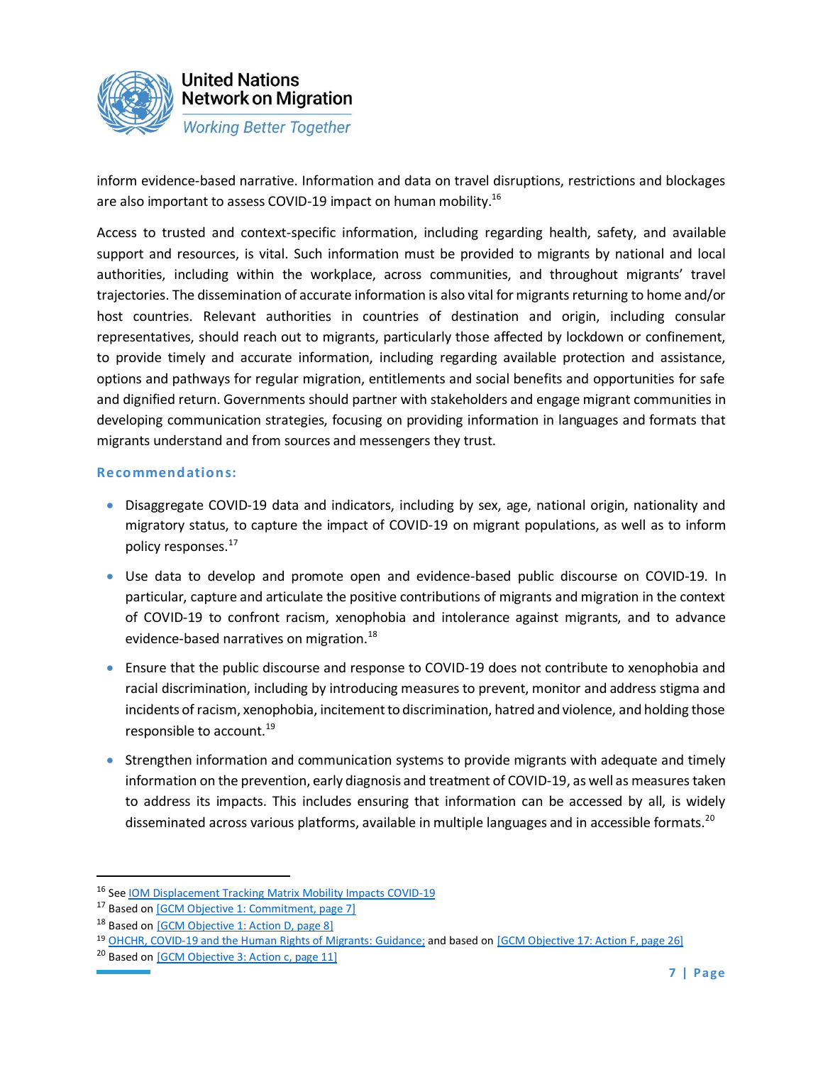inform evidence-based narrative. Information and data on travel disruptions, restrictions and blockages are also important to assess COVID-19 impact on human mobility.[16]

Access to trusted and context-specific information, including regarding health, safety, and available support and resources, is vital. Such information must be provided to migrants by national and local authorities, including within the workplace, across communities, and throughout migrants' travel trajectories. The dissemination of accurate information is also vital for migrants returning to home and/or host countries. Relevant authorities in countries of destination and origin, including consular representatives, should reach out to migrants, particularly those affected by lockdown or confinement, to provide timely and accurate information, including regarding available protection and assistance, options and pathways for regular migration, entitlements and social benefits and opportunities for safe and dignified return. Governments should partner with stakeholders and engage migrant communities in developing communication strategies, focusing on providing information in languages and formats that migrants understand and from sources and messengers they trust.

### Recommendations:

- Disaggregate COVID-19 data and indicators, including by sex, age, national origin, nationality and migratory status, to capture the impact of COVID-19 on migrant populations, as well as to inform policy responses.[17]
- Use data to develop and promote open and evidence-based public discourse on COVID-19. In particular, capture and articulate the positive contributions of migrants and migration in the context of COVID-19 to confront racism, xenophobia and intolerance against migrants, and to advance evidence-based narratives on migration.[18]
- Ensure that the public discourse and response to COVID-19 does not contribute to xenophobia and racial discrimination, including by introducing measures to prevent, monitor and address stigma and incidents of racism, xenophobia, incitement to discrimination, hatred and violence, and holding those responsible to account.[19]
- Strengthen information and communication systems to provide migrants with adequate and timely information on the prevention, early diagnosis and treatment of COVID-19, as well as measures taken to address its impacts. This includes ensuring that information can be accessed by all, is widely disseminated across various platforms, available in multiple languages and in accessible formats.[20]

---

[16] See IOM Displacement Tracking Matrix Mobility Impacts COVID-19

[17] Based on [GCM Objective 1: Commitment, page 7]

[18] Based on [GCM Objective 1: Action D, page 8]

[19] OHCHR, COVID-19 and the Human Rights of Migrants: Guidance; and based on [GCM Objective 17: Action F, page 26]

[20] Based on [GCM Objective 3: Action c, page 11]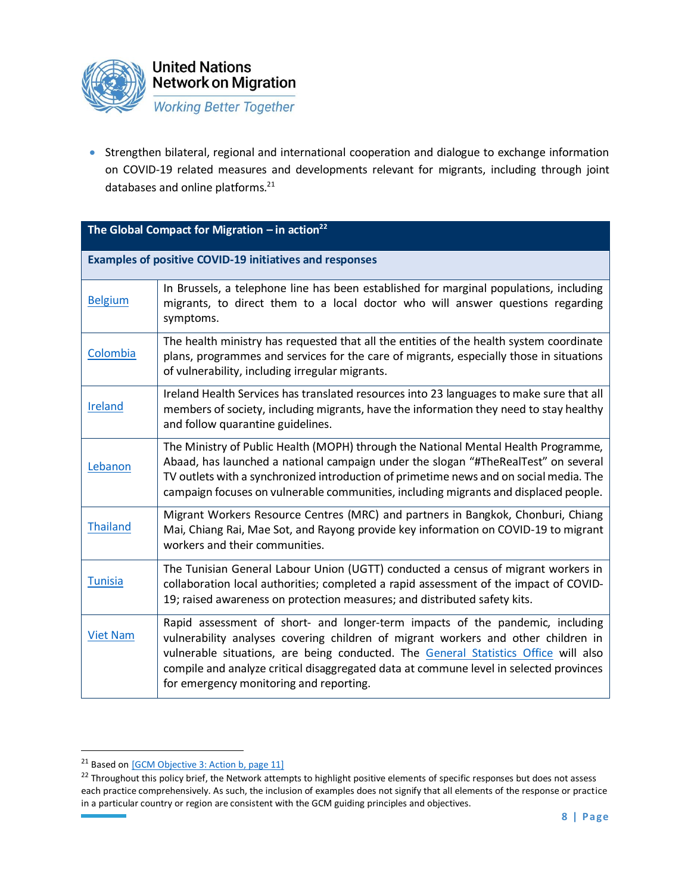- Strengthen bilateral, regional and international cooperation and dialogue to exchange information on COVID-19 related measures and developments relevant for migrants, including through joint databases and online platforms.[21]

| The Global Compact for Migration – in action[22] | |
|---|---|
| **Examples of positive COVID-19 initiatives and responses** | |
| Belgium | In Brussels, a telephone line has been established for marginal populations, including migrants, to direct them to a local doctor who will answer questions regarding symptoms. |
| Colombia | The health ministry has requested that all the entities of the health system coordinate plans, programmes and services for the care of migrants, especially those in situations of vulnerability, including irregular migrants. |
| Ireland | Ireland Health Services has translated resources into 23 languages to make sure that all members of society, including migrants, have the information they need to stay healthy and follow quarantine guidelines. |
| Lebanon | The Ministry of Public Health (MOPH) through the National Mental Health Programme, Abaad, has launched a national campaign under the slogan "#TheRealTest" on several TV outlets with a synchronized introduction of primetime news and on social media. The campaign focuses on vulnerable communities, including migrants and displaced people. |
| Thailand | Migrant Workers Resource Centres (MRC) and partners in Bangkok, Chonburi, Chiang Mai, Chiang Rai, Mae Sot, and Rayong provide key information on COVID-19 to migrant workers and their communities. |
| Tunisia | The Tunisian General Labour Union (UGTT) conducted a census of migrant workers in collaboration local authorities; completed a rapid assessment of the impact of COVID-19; raised awareness on protection measures; and distributed safety kits. |
| Viet Nam | Rapid assessment of short- and longer-term impacts of the pandemic, including vulnerability analyses covering children of migrant workers and other children in vulnerable situations, are being conducted. The General Statistics Office will also compile and analyze critical disaggregated data at commune level in selected provinces for emergency monitoring and reporting. |

[21] Based on [GCM Objective 3: Action b, page 11]

[22] Throughout this policy brief, the Network attempts to highlight positive elements of specific responses but does not assess each practice comprehensively. As such, the inclusion of examples does not signify that all elements of the response or practice in a particular country or region are consistent with the GCM guiding principles and objectives.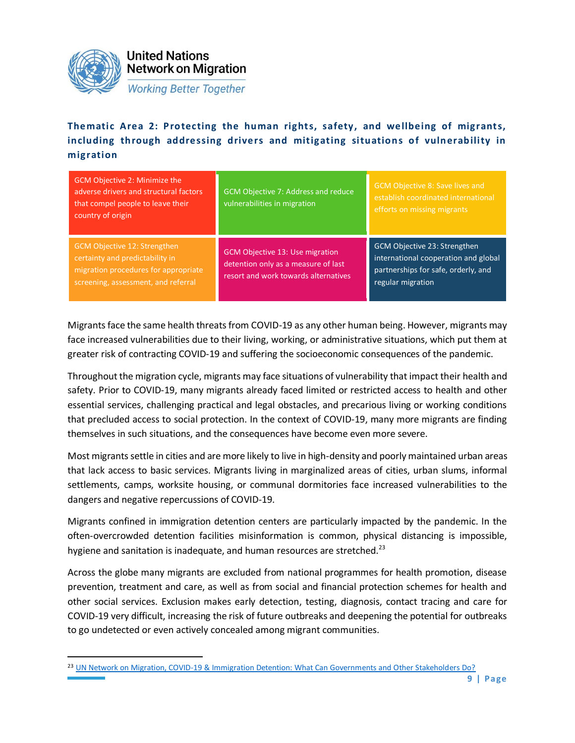## Thematic Area 2: Protecting the human rights, safety, and wellbeing of migrants, including through addressing drivers and mitigating situations of vulnerability in migration

| | | |
|---|---|---|
| GCM Objective 2: Minimize the adverse drivers and structural factors that compel people to leave their country of origin | GCM Objective 7: Address and reduce vulnerabilities in migration | GCM Objective 8: Save lives and establish coordinated international efforts on missing migrants |
| GCM Objective 12: Strengthen certainty and predictability in migration procedures for appropriate screening, assessment, and referral | GCM Objective 13: Use migration detention only as a measure of last resort and work towards alternatives | GCM Objective 23: Strengthen international cooperation and global partnerships for safe, orderly, and regular migration |

Migrants face the same health threats from COVID-19 as any other human being. However, migrants may face increased vulnerabilities due to their living, working, or administrative situations, which put them at greater risk of contracting COVID-19 and suffering the socioeconomic consequences of the pandemic.

Throughout the migration cycle, migrants may face situations of vulnerability that impact their health and safety. Prior to COVID-19, many migrants already faced limited or restricted access to health and other essential services, challenging practical and legal obstacles, and precarious living or working conditions that precluded access to social protection. In the context of COVID-19, many more migrants are finding themselves in such situations, and the consequences have become even more severe.

Most migrants settle in cities and are more likely to live in high-density and poorly maintained urban areas that lack access to basic services. Migrants living in marginalized areas of cities, urban slums, informal settlements, camps, worksite housing, or communal dormitories face increased vulnerabilities to the dangers and negative repercussions of COVID-19.

Migrants confined in immigration detention centers are particularly impacted by the pandemic. In the often-overcrowded detention facilities misinformation is common, physical distancing is impossible, hygiene and sanitation is inadequate, and human resources are stretched.[23]

Across the globe many migrants are excluded from national programmes for health promotion, disease prevention, treatment and care, as well as from social and financial protection schemes for health and other social services. Exclusion makes early detection, testing, diagnosis, contact tracing and care for COVID-19 very difficult, increasing the risk of future outbreaks and deepening the potential for outbreaks to go undetected or even actively concealed among migrant communities.

---

[23] UN Network on Migration, COVID-19 & Immigration Detention: What Can Governments and Other Stakeholders Do?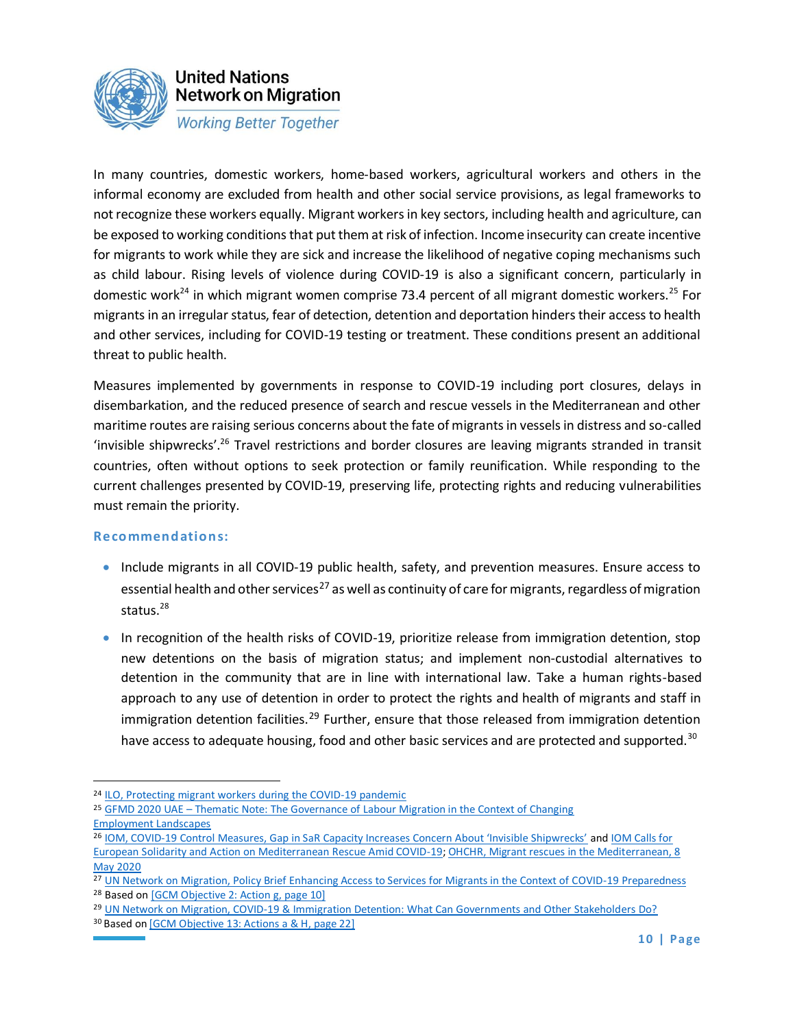In many countries, domestic workers, home-based workers, agricultural workers and others in the informal economy are excluded from health and other social service provisions, as legal frameworks to not recognize these workers equally. Migrant workers in key sectors, including health and agriculture, can be exposed to working conditions that put them at risk of infection. Income insecurity can create incentive for migrants to work while they are sick and increase the likelihood of negative coping mechanisms such as child labour. Rising levels of violence during COVID-19 is also a significant concern, particularly in domestic work[24] in which migrant women comprise 73.4 percent of all migrant domestic workers.[25] For migrants in an irregular status, fear of detection, detention and deportation hinders their access to health and other services, including for COVID-19 testing or treatment. These conditions present an additional threat to public health.

Measures implemented by governments in response to COVID-19 including port closures, delays in disembarkation, and the reduced presence of search and rescue vessels in the Mediterranean and other maritime routes are raising serious concerns about the fate of migrants in vessels in distress and so-called 'invisible shipwrecks'.[26] Travel restrictions and border closures are leaving migrants stranded in transit countries, often without options to seek protection or family reunification. While responding to the current challenges presented by COVID-19, preserving life, protecting rights and reducing vulnerabilities must remain the priority.

### Recommendations:

- Include migrants in all COVID-19 public health, safety, and prevention measures. Ensure access to essential health and other services[27] as well as continuity of care for migrants, regardless of migration status.[28]
- In recognition of the health risks of COVID-19, prioritize release from immigration detention, stop new detentions on the basis of migration status; and implement non-custodial alternatives to detention in the community that are in line with international law. Take a human rights-based approach to any use of detention in order to protect the rights and health of migrants and staff in immigration detention facilities.[29] Further, ensure that those released from immigration detention have access to adequate housing, food and other basic services and are protected and supported.[30]

---

[24] ILO, Protecting migrant workers during the COVID-19 pandemic

[25] GFMD 2020 UAE – Thematic Note: The Governance of Labour Migration in the Context of Changing Employment Landscapes

[26] IOM, COVID-19 Control Measures, Gap in SaR Capacity Increases Concern About 'Invisible Shipwrecks' and IOM Calls for European Solidarity and Action on Mediterranean Rescue Amid COVID-19; OHCHR, Migrant rescues in the Mediterranean, 8 May 2020

[27] UN Network on Migration, Policy Brief Enhancing Access to Services for Migrants in the Context of COVID-19 Preparedness

[28] Based on [GCM Objective 2: Action g, page 10]

[29] UN Network on Migration, COVID-19 & Immigration Detention: What Can Governments and Other Stakeholders Do?

[30] Based on [GCM Objective 13: Actions a & H, page 22]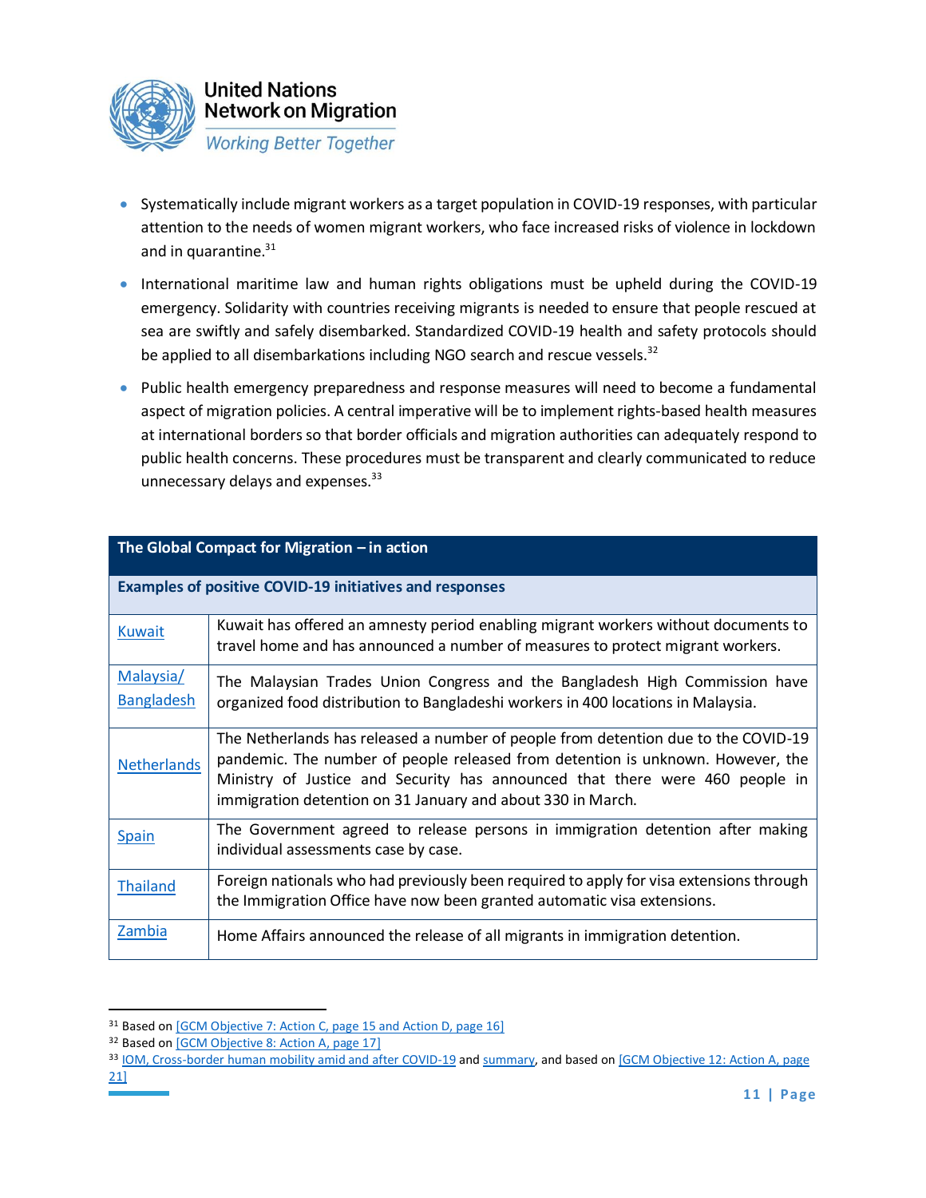- Systematically include migrant workers as a target population in COVID-19 responses, with particular attention to the needs of women migrant workers, who face increased risks of violence in lockdown and in quarantine.[31]
- International maritime law and human rights obligations must be upheld during the COVID-19 emergency. Solidarity with countries receiving migrants is needed to ensure that people rescued at sea are swiftly and safely disembarked. Standardized COVID-19 health and safety protocols should be applied to all disembarkations including NGO search and rescue vessels.[32]
- Public health emergency preparedness and response measures will need to become a fundamental aspect of migration policies. A central imperative will be to implement rights-based health measures at international borders so that border officials and migration authorities can adequately respond to public health concerns. These procedures must be transparent and clearly communicated to reduce unnecessary delays and expenses.[33]

| **The Global Compact for Migration – in action** | |
|---|---|
| **Examples of positive COVID-19 initiatives and responses** | |
| Kuwait | Kuwait has offered an amnesty period enabling migrant workers without documents to travel home and has announced a number of measures to protect migrant workers. |
| Malaysia/ Bangladesh | The Malaysian Trades Union Congress and the Bangladesh High Commission have organized food distribution to Bangladeshi workers in 400 locations in Malaysia. |
| Netherlands | The Netherlands has released a number of people from detention due to the COVID-19 pandemic. The number of people released from detention is unknown. However, the Ministry of Justice and Security has announced that there were 460 people in immigration detention on 31 January and about 330 in March. |
| Spain | The Government agreed to release persons in immigration detention after making individual assessments case by case. |
| Thailand | Foreign nationals who had previously been required to apply for visa extensions through the Immigration Office have now been granted automatic visa extensions. |
| Zambia | Home Affairs announced the release of all migrants in immigration detention. |

[31] Based on [GCM Objective 7: Action C, page 15 and Action D, page 16]

[32] Based on [GCM Objective 8: Action A, page 17]

[33] IOM, Cross-border human mobility amid and after COVID-19 and summary, and based on [GCM Objective 12: Action A, page 21]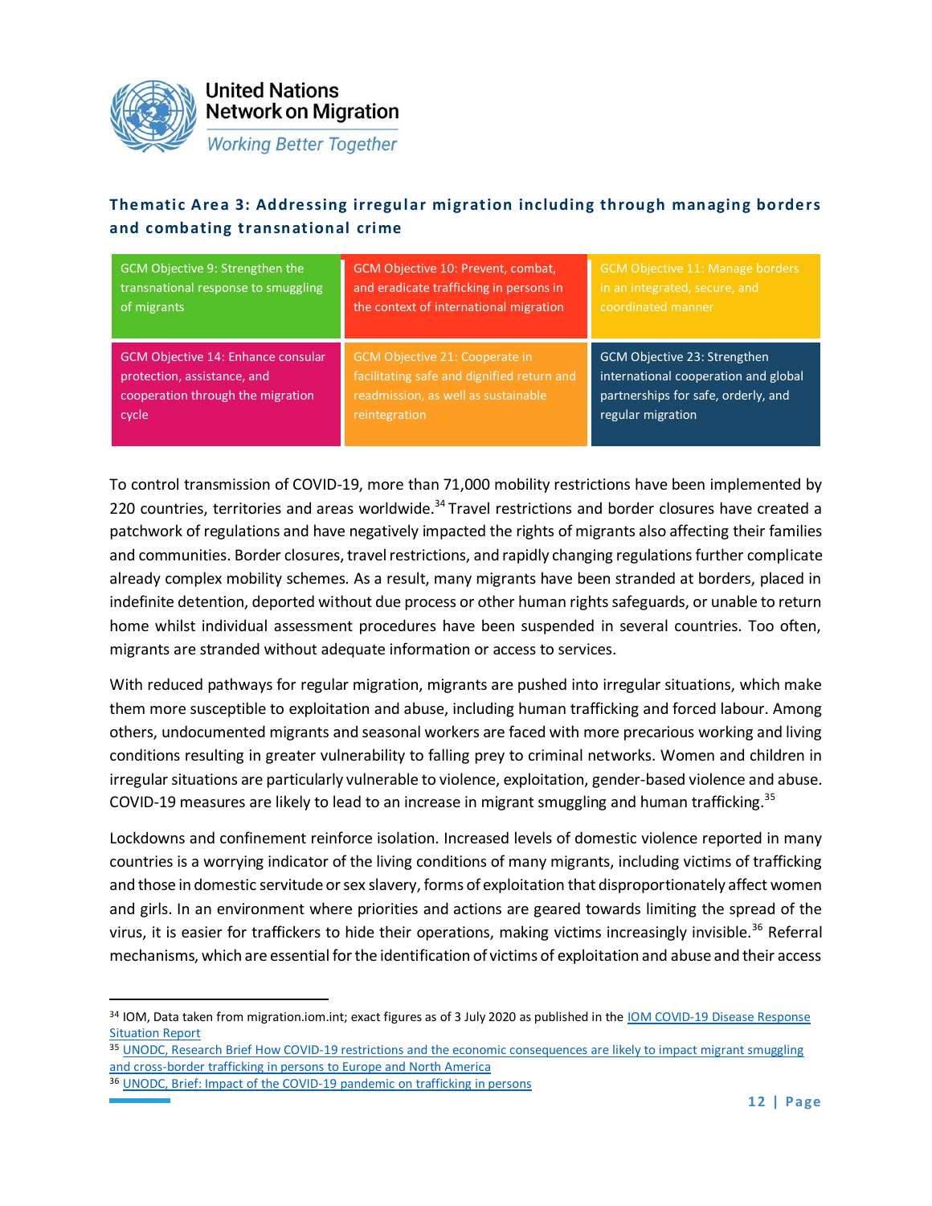### Thematic Area 3: Addressing irregular migration including through managing borders and combating transnational crime

| GCM Objective 9: Strengthen the transnational response to smuggling of migrants | GCM Objective 10: Prevent, combat, and eradicate trafficking in persons in the context of international migration | GCM Objective 11: Manage borders in an integrated, secure, and coordinated manner |
|---|---|---|
| GCM Objective 14: Enhance consular protection, assistance, and cooperation through the migration cycle | GCM Objective 21: Cooperate in facilitating safe and dignified return and readmission, as well as sustainable reintegration | GCM Objective 23: Strengthen international cooperation and global partnerships for safe, orderly, and regular migration |

To control transmission of COVID-19, more than 71,000 mobility restrictions have been implemented by 220 countries, territories and areas worldwide.[34] Travel restrictions and border closures have created a patchwork of regulations and have negatively impacted the rights of migrants also affecting their families and communities. Border closures, travel restrictions, and rapidly changing regulations further complicate already complex mobility schemes. As a result, many migrants have been stranded at borders, placed in indefinite detention, deported without due process or other human rights safeguards, or unable to return home whilst individual assessment procedures have been suspended in several countries. Too often, migrants are stranded without adequate information or access to services.

With reduced pathways for regular migration, migrants are pushed into irregular situations, which make them more susceptible to exploitation and abuse, including human trafficking and forced labour. Among others, undocumented migrants and seasonal workers are faced with more precarious working and living conditions resulting in greater vulnerability to falling prey to criminal networks. Women and children in irregular situations are particularly vulnerable to violence, exploitation, gender-based violence and abuse. COVID-19 measures are likely to lead to an increase in migrant smuggling and human trafficking.[35]

Lockdowns and confinement reinforce isolation. Increased levels of domestic violence reported in many countries is a worrying indicator of the living conditions of many migrants, including victims of trafficking and those in domestic servitude or sex slavery, forms of exploitation that disproportionately affect women and girls. In an environment where priorities and actions are geared towards limiting the spread of the virus, it is easier for traffickers to hide their operations, making victims increasingly invisible.[36] Referral mechanisms, which are essential for the identification of victims of exploitation and abuse and their access

[34] IOM, Data taken from migration.iom.int; exact figures as of 3 July 2020 as published in the IOM COVID-19 Disease Response Situation Report

[35] UNODC, Research Brief How COVID-19 restrictions and the economic consequences are likely to impact migrant smuggling and cross-border trafficking in persons to Europe and North America

[36] UNODC, Brief: Impact of the COVID-19 pandemic on trafficking in persons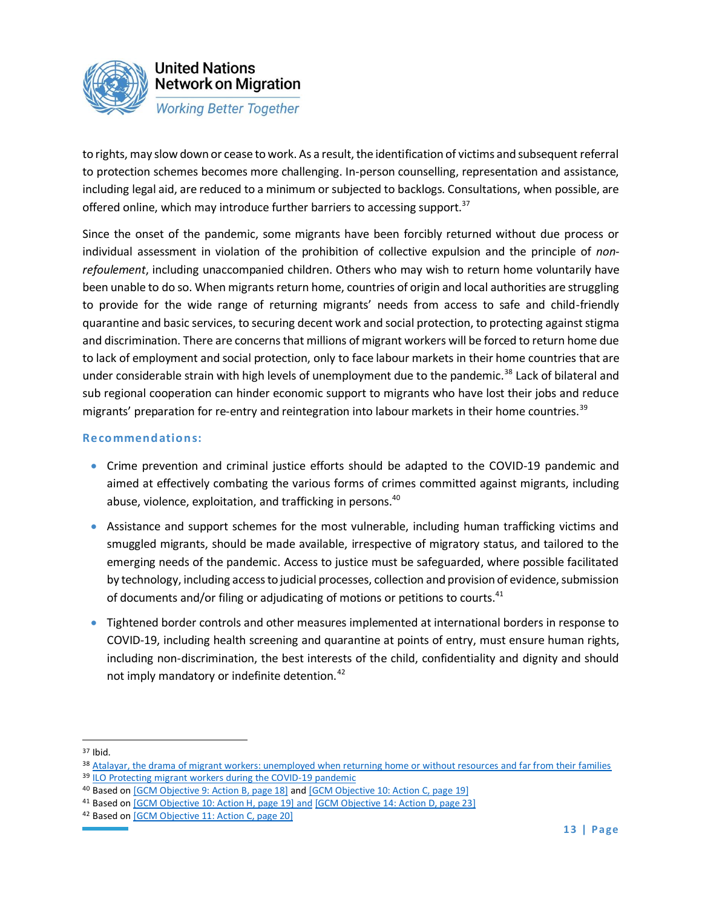to rights, may slow down or cease to work. As a result, the identification of victims and subsequent referral to protection schemes becomes more challenging. In-person counselling, representation and assistance, including legal aid, are reduced to a minimum or subjected to backlogs. Consultations, when possible, are offered online, which may introduce further barriers to accessing support.[37]

Since the onset of the pandemic, some migrants have been forcibly returned without due process or individual assessment in violation of the prohibition of collective expulsion and the principle of *non-refoulement*, including unaccompanied children. Others who may wish to return home voluntarily have been unable to do so. When migrants return home, countries of origin and local authorities are struggling to provide for the wide range of returning migrants' needs from access to safe and child-friendly quarantine and basic services, to securing decent work and social protection, to protecting against stigma and discrimination. There are concerns that millions of migrant workers will be forced to return home due to lack of employment and social protection, only to face labour markets in their home countries that are under considerable strain with high levels of unemployment due to the pandemic.[38] Lack of bilateral and sub regional cooperation can hinder economic support to migrants who have lost their jobs and reduce migrants' preparation for re-entry and reintegration into labour markets in their home countries.[39]

### Recommendations:

- Crime prevention and criminal justice efforts should be adapted to the COVID-19 pandemic and aimed at effectively combating the various forms of crimes committed against migrants, including abuse, violence, exploitation, and trafficking in persons.[40]
- Assistance and support schemes for the most vulnerable, including human trafficking victims and smuggled migrants, should be made available, irrespective of migratory status, and tailored to the emerging needs of the pandemic. Access to justice must be safeguarded, where possible facilitated by technology, including access to judicial processes, collection and provision of evidence, submission of documents and/or filing or adjudicating of motions or petitions to courts.[41]
- Tightened border controls and other measures implemented at international borders in response to COVID-19, including health screening and quarantine at points of entry, must ensure human rights, including non-discrimination, the best interests of the child, confidentiality and dignity and should not imply mandatory or indefinite detention.[42]

---

[37] Ibid.

[38] Atalayar, the drama of migrant workers: unemployed when returning home or without resources and far from their families

[39] ILO Protecting migrant workers during the COVID-19 pandemic

[40] Based on [GCM Objective 9: Action B, page 18] and [GCM Objective 10: Action C, page 19]

[41] Based on [GCM Objective 10: Action H, page 19] and [GCM Objective 14: Action D, page 23]

[42] Based on [GCM Objective 11: Action C, page 20]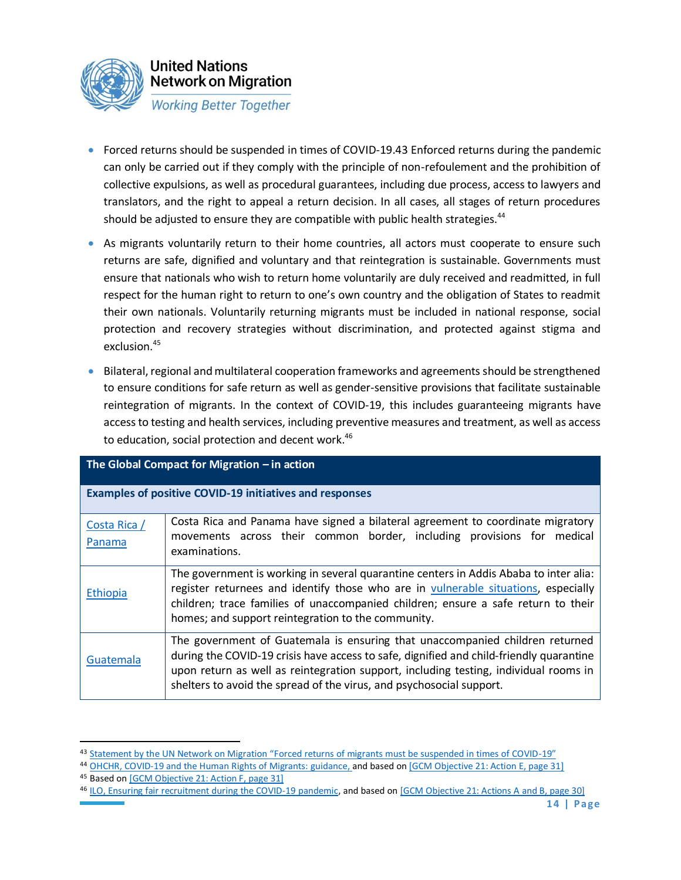- Forced returns should be suspended in times of COVID-19.43 Enforced returns during the pandemic can only be carried out if they comply with the principle of non-refoulement and the prohibition of collective expulsions, as well as procedural guarantees, including due process, access to lawyers and translators, and the right to appeal a return decision. In all cases, all stages of return procedures should be adjusted to ensure they are compatible with public health strategies.[44]
- As migrants voluntarily return to their home countries, all actors must cooperate to ensure such returns are safe, dignified and voluntary and that reintegration is sustainable. Governments must ensure that nationals who wish to return home voluntarily are duly received and readmitted, in full respect for the human right to return to one's own country and the obligation of States to readmit their own nationals. Voluntarily returning migrants must be included in national response, social protection and recovery strategies without discrimination, and protected against stigma and exclusion.[45]
- Bilateral, regional and multilateral cooperation frameworks and agreements should be strengthened to ensure conditions for safe return as well as gender-sensitive provisions that facilitate sustainable reintegration of migrants. In the context of COVID-19, this includes guaranteeing migrants have access to testing and health services, including preventive measures and treatment, as well as access to education, social protection and decent work.[46]

| **The Global Compact for Migration – in action** | |
|---|---|
| **Examples of positive COVID-19 initiatives and responses** | |
| Costa Rica / Panama | Costa Rica and Panama have signed a bilateral agreement to coordinate migratory movements across their common border, including provisions for medical examinations. |
| Ethiopia | The government is working in several quarantine centers in Addis Ababa to inter alia: register returnees and identify those who are in vulnerable situations, especially children; trace families of unaccompanied children; ensure a safe return to their homes; and support reintegration to the community. |
| Guatemala | The government of Guatemala is ensuring that unaccompanied children returned during the COVID-19 crisis have access to safe, dignified and child-friendly quarantine upon return as well as reintegration support, including testing, individual rooms in shelters to avoid the spread of the virus, and psychosocial support. |

---

[43] Statement by the UN Network on Migration "Forced returns of migrants must be suspended in times of COVID-19"

[44] OHCHR, COVID-19 and the Human Rights of Migrants: guidance, and based on [GCM Objective 21: Action E, page 31]

[45] Based on [GCM Objective 21: Action F, page 31]

[46] ILO, Ensuring fair recruitment during the COVID-19 pandemic, and based on [GCM Objective 21: Actions A and B, page 30]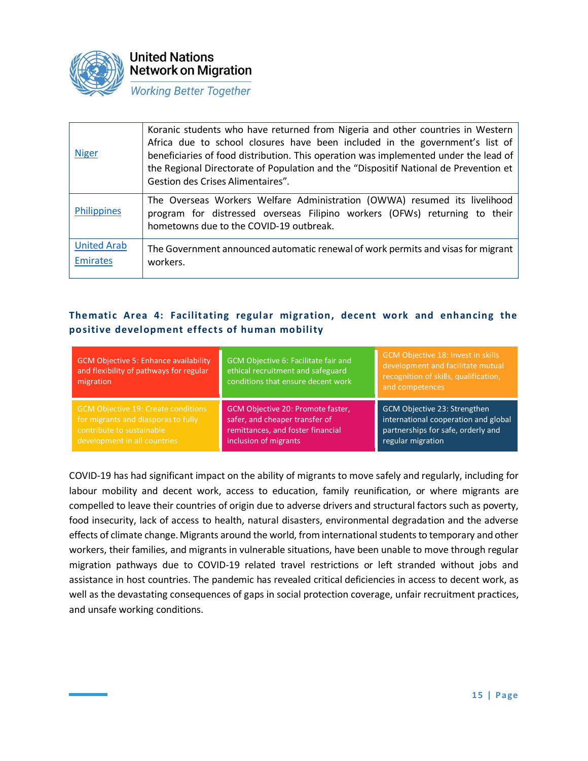| | |
|---|---|
| Niger | Koranic students who have returned from Nigeria and other countries in Western Africa due to school closures have been included in the government's list of beneficiaries of food distribution. This operation was implemented under the lead of the Regional Directorate of Population and the "Dispositif National de Prevention et Gestion des Crises Alimentaires". |
| Philippines | The Overseas Workers Welfare Administration (OWWA) resumed its livelihood program for distressed overseas Filipino workers (OFWs) returning to their hometowns due to the COVID-19 outbreak. |
| United Arab Emirates | The Government announced automatic renewal of work permits and visas for migrant workers. |

### Thematic Area 4: Facilitating regular migration, decent work and enhancing the positive development effects of human mobility

| | | |
|---|---|---|
| GCM Objective 5: Enhance availability and flexibility of pathways for regular migration | GCM Objective 6: Facilitate fair and ethical recruitment and safeguard conditions that ensure decent work | GCM Objective 18: Invest in skills development and facilitate mutual recognition of skills, qualification, and competences |
| GCM Objective 19: Create conditions for migrants and diasporas to fully contribute to sustainable development in all countries | GCM Objective 20: Promote faster, safer, and cheaper transfer of remittances, and foster financial inclusion of migrants | GCM Objective 23: Strengthen international cooperation and global partnerships for safe, orderly and regular migration |

COVID-19 has had significant impact on the ability of migrants to move safely and regularly, including for labour mobility and decent work, access to education, family reunification, or where migrants are compelled to leave their countries of origin due to adverse drivers and structural factors such as poverty, food insecurity, lack of access to health, natural disasters, environmental degradation and the adverse effects of climate change. Migrants around the world, from international students to temporary and other workers, their families, and migrants in vulnerable situations, have been unable to move through regular migration pathways due to COVID-19 related travel restrictions or left stranded without jobs and assistance in host countries. The pandemic has revealed critical deficiencies in access to decent work, as well as the devastating consequences of gaps in social protection coverage, unfair recruitment practices, and unsafe working conditions.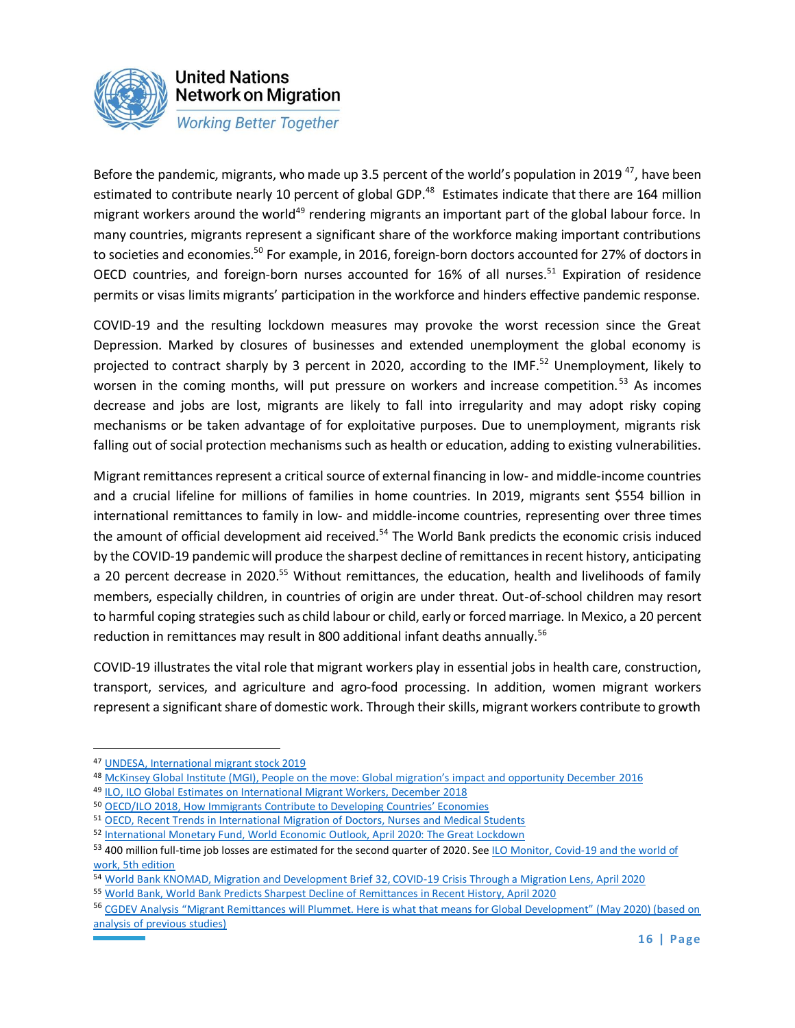Before the pandemic, migrants, who made up 3.5 percent of the world's population in 2019 [47], have been estimated to contribute nearly 10 percent of global GDP.[48] Estimates indicate that there are 164 million migrant workers around the world[49] rendering migrants an important part of the global labour force. In many countries, migrants represent a significant share of the workforce making important contributions to societies and economies.[50] For example, in 2016, foreign-born doctors accounted for 27% of doctors in OECD countries, and foreign-born nurses accounted for 16% of all nurses.[51] Expiration of residence permits or visas limits migrants' participation in the workforce and hinders effective pandemic response.

COVID-19 and the resulting lockdown measures may provoke the worst recession since the Great Depression. Marked by closures of businesses and extended unemployment the global economy is projected to contract sharply by 3 percent in 2020, according to the IMF.[52] Unemployment, likely to worsen in the coming months, will put pressure on workers and increase competition.[53] As incomes decrease and jobs are lost, migrants are likely to fall into irregularity and may adopt risky coping mechanisms or be taken advantage of for exploitative purposes. Due to unemployment, migrants risk falling out of social protection mechanisms such as health or education, adding to existing vulnerabilities.

Migrant remittances represent a critical source of external financing in low- and middle-income countries and a crucial lifeline for millions of families in home countries. In 2019, migrants sent $554 billion in international remittances to family in low- and middle-income countries, representing over three times the amount of official development aid received.[54] The World Bank predicts the economic crisis induced by the COVID-19 pandemic will produce the sharpest decline of remittances in recent history, anticipating a 20 percent decrease in 2020.[55] Without remittances, the education, health and livelihoods of family members, especially children, in countries of origin are under threat. Out-of-school children may resort to harmful coping strategies such as child labour or child, early or forced marriage. In Mexico, a 20 percent reduction in remittances may result in 800 additional infant deaths annually.[56]

COVID-19 illustrates the vital role that migrant workers play in essential jobs in health care, construction, transport, services, and agriculture and agro-food processing. In addition, women migrant workers represent a significant share of domestic work. Through their skills, migrant workers contribute to growth

---

[47] UNDESA, International migrant stock 2019

[48] McKinsey Global Institute (MGI), People on the move: Global migration's impact and opportunity December 2016

[49] ILO, ILO Global Estimates on International Migrant Workers, December 2018

[50] OECD/ILO 2018, How Immigrants Contribute to Developing Countries' Economies

[51] OECD, Recent Trends in International Migration of Doctors, Nurses and Medical Students

[52] International Monetary Fund, World Economic Outlook, April 2020: The Great Lockdown

[53] 400 million full-time job losses are estimated for the second quarter of 2020. See ILO Monitor, Covid-19 and the world of work, 5th edition

[54] World Bank KNOMAD, Migration and Development Brief 32, COVID-19 Crisis Through a Migration Lens, April 2020

[55] World Bank, World Bank Predicts Sharpest Decline of Remittances in Recent History, April 2020

[56] CGDEV Analysis "Migrant Remittances will Plummet. Here is what that means for Global Development" (May 2020) (based on analysis of previous studies)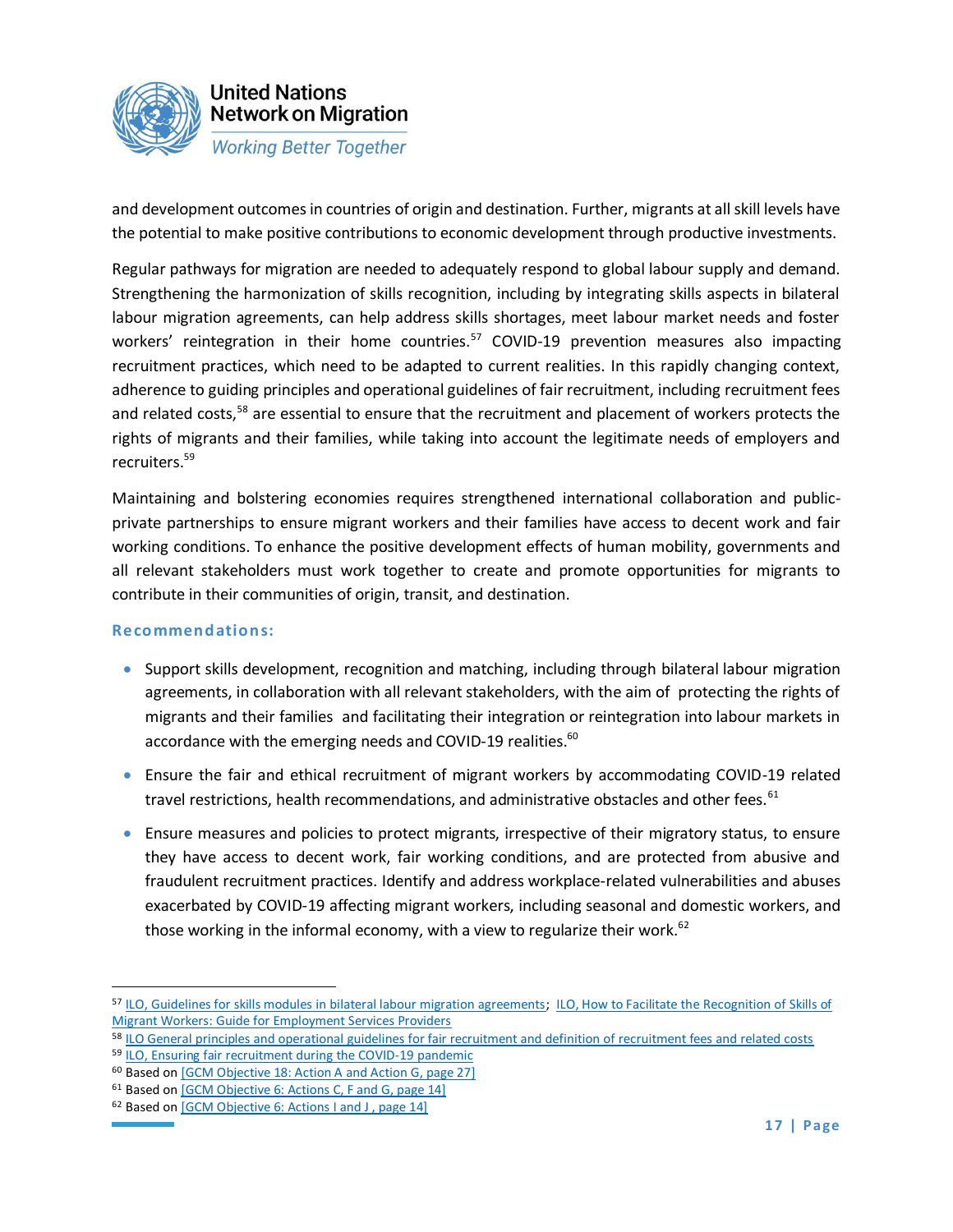and development outcomes in countries of origin and destination. Further, migrants at all skill levels have the potential to make positive contributions to economic development through productive investments.

Regular pathways for migration are needed to adequately respond to global labour supply and demand. Strengthening the harmonization of skills recognition, including by integrating skills aspects in bilateral labour migration agreements, can help address skills shortages, meet labour market needs and foster workers' reintegration in their home countries.[57] COVID-19 prevention measures also impacting recruitment practices, which need to be adapted to current realities. In this rapidly changing context, adherence to guiding principles and operational guidelines of fair recruitment, including recruitment fees and related costs,[58] are essential to ensure that the recruitment and placement of workers protects the rights of migrants and their families, while taking into account the legitimate needs of employers and recruiters.[59]

Maintaining and bolstering economies requires strengthened international collaboration and public-private partnerships to ensure migrant workers and their families have access to decent work and fair working conditions. To enhance the positive development effects of human mobility, governments and all relevant stakeholders must work together to create and promote opportunities for migrants to contribute in their communities of origin, transit, and destination.

### Recommendations:

- Support skills development, recognition and matching, including through bilateral labour migration agreements, in collaboration with all relevant stakeholders, with the aim of protecting the rights of migrants and their families and facilitating their integration or reintegration into labour markets in accordance with the emerging needs and COVID-19 realities.[60]
- Ensure the fair and ethical recruitment of migrant workers by accommodating COVID-19 related travel restrictions, health recommendations, and administrative obstacles and other fees.[61]
- Ensure measures and policies to protect migrants, irrespective of their migratory status, to ensure they have access to decent work, fair working conditions, and are protected from abusive and fraudulent recruitment practices. Identify and address workplace-related vulnerabilities and abuses exacerbated by COVID-19 affecting migrant workers, including seasonal and domestic workers, and those working in the informal economy, with a view to regularize their work.[62]

---

[57] ILO, Guidelines for skills modules in bilateral labour migration agreements; ILO, How to Facilitate the Recognition of Skills of Migrant Workers: Guide for Employment Services Providers

[58] ILO General principles and operational guidelines for fair recruitment and definition of recruitment fees and related costs

[59] ILO, Ensuring fair recruitment during the COVID-19 pandemic

[60] Based on [GCM Objective 18: Action A and Action G, page 27]

[61] Based on [GCM Objective 6: Actions C, F and G, page 14]

[62] Based on [GCM Objective 6: Actions I and J , page 14]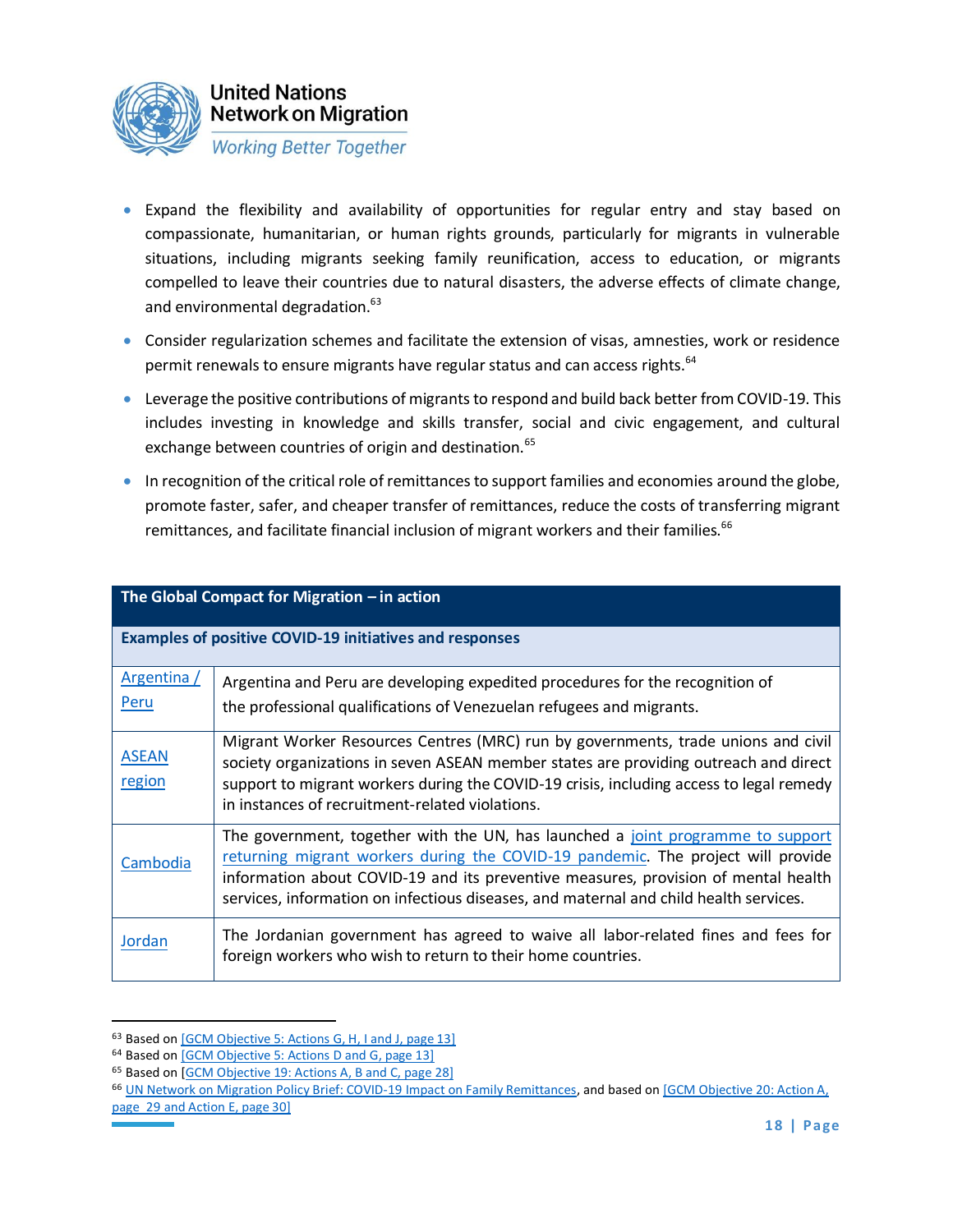- Expand the flexibility and availability of opportunities for regular entry and stay based on compassionate, humanitarian, or human rights grounds, particularly for migrants in vulnerable situations, including migrants seeking family reunification, access to education, or migrants compelled to leave their countries due to natural disasters, the adverse effects of climate change, and environmental degradation.[63]
- Consider regularization schemes and facilitate the extension of visas, amnesties, work or residence permit renewals to ensure migrants have regular status and can access rights.[64]
- Leverage the positive contributions of migrants to respond and build back better from COVID-19. This includes investing in knowledge and skills transfer, social and civic engagement, and cultural exchange between countries of origin and destination.[65]
- In recognition of the critical role of remittances to support families and economies around the globe, promote faster, safer, and cheaper transfer of remittances, reduce the costs of transferring migrant remittances, and facilitate financial inclusion of migrant workers and their families.[66]

| **The Global Compact for Migration – in action** | |
|---|---|
| **Examples of positive COVID-19 initiatives and responses** | |
| Argentina / Peru | Argentina and Peru are developing expedited procedures for the recognition of the professional qualifications of Venezuelan refugees and migrants. |
| ASEAN region | Migrant Worker Resources Centres (MRC) run by governments, trade unions and civil society organizations in seven ASEAN member states are providing outreach and direct support to migrant workers during the COVID-19 crisis, including access to legal remedy in instances of recruitment-related violations. |
| Cambodia | The government, together with the UN, has launched a joint programme to support returning migrant workers during the COVID-19 pandemic. The project will provide information about COVID-19 and its preventive measures, provision of mental health services, information on infectious diseases, and maternal and child health services. |
| Jordan | The Jordanian government has agreed to waive all labor-related fines and fees for foreign workers who wish to return to their home countries. |

[63] Based on [GCM Objective 5: Actions G, H, I and J, page 13]

[64] Based on [GCM Objective 5: Actions D and G, page 13]

[65] Based on [GCM Objective 19: Actions A, B and C, page 28]

[66] UN Network on Migration Policy Brief: COVID-19 Impact on Family Remittances, and based on [GCM Objective 20: Action A, page 29 and Action E, page 30]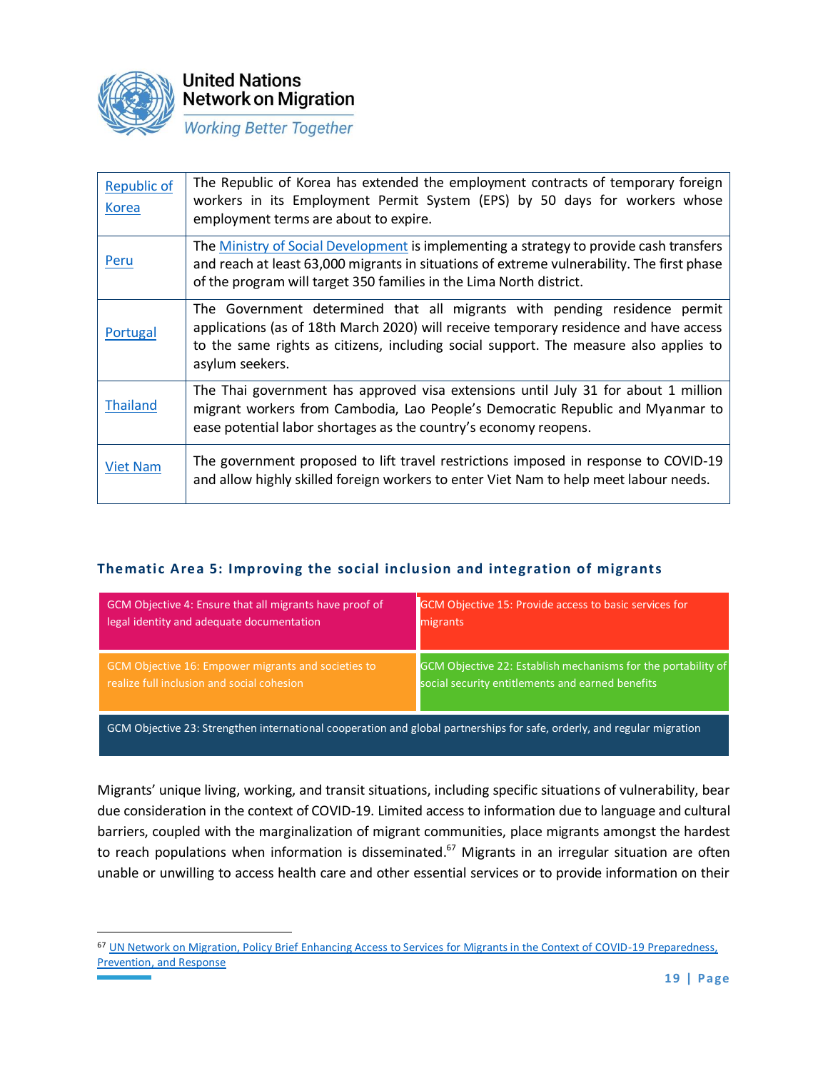| Country | Measure |
|---|---|
| Republic of Korea | The Republic of Korea has extended the employment contracts of temporary foreign workers in its Employment Permit System (EPS) by 50 days for workers whose employment terms are about to expire. |
| Peru | The Ministry of Social Development is implementing a strategy to provide cash transfers and reach at least 63,000 migrants in situations of extreme vulnerability. The first phase of the program will target 350 families in the Lima North district. |
| Portugal | The Government determined that all migrants with pending residence permit applications (as of 18th March 2020) will receive temporary residence and have access to the same rights as citizens, including social support. The measure also applies to asylum seekers. |
| Thailand | The Thai government has approved visa extensions until July 31 for about 1 million migrant workers from Cambodia, Lao People's Democratic Republic and Myanmar to ease potential labor shortages as the country's economy reopens. |
| Viet Nam | The government proposed to lift travel restrictions imposed in response to COVID-19 and allow highly skilled foreign workers to enter Viet Nam to help meet labour needs. |

### Thematic Area 5: Improving the social inclusion and integration of migrants

- GCM Objective 4: Ensure that all migrants have proof of legal identity and adequate documentation
- GCM Objective 15: Provide access to basic services for migrants
- GCM Objective 16: Empower migrants and societies to realize full inclusion and social cohesion
- GCM Objective 22: Establish mechanisms for the portability of social security entitlements and earned benefits
- GCM Objective 23: Strengthen international cooperation and global partnerships for safe, orderly, and regular migration

Migrants' unique living, working, and transit situations, including specific situations of vulnerability, bear due consideration in the context of COVID-19. Limited access to information due to language and cultural barriers, coupled with the marginalization of migrant communities, place migrants amongst the hardest to reach populations when information is disseminated.[67] Migrants in an irregular situation are often unable or unwilling to access health care and other essential services or to provide information on their

[67] UN Network on Migration, Policy Brief Enhancing Access to Services for Migrants in the Context of COVID-19 Preparedness, Prevention, and Response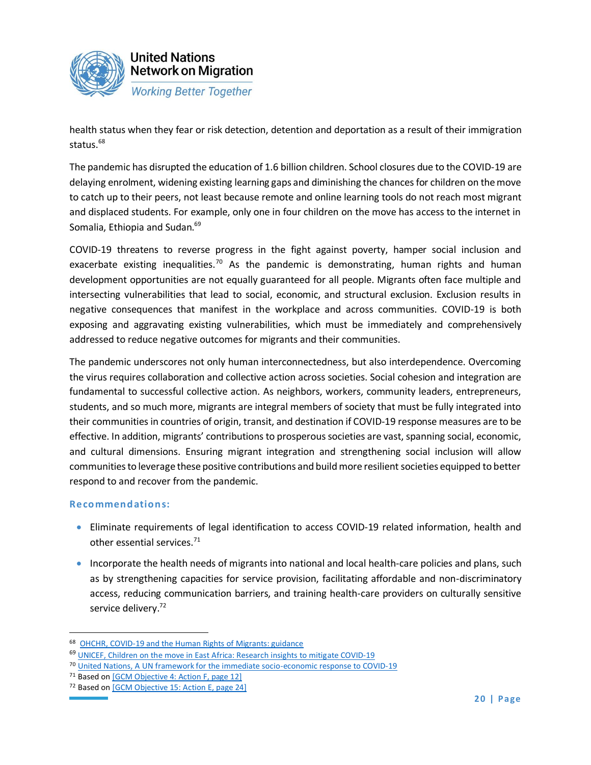health status when they fear or risk detection, detention and deportation as a result of their immigration status.[68]

The pandemic has disrupted the education of 1.6 billion children. School closures due to the COVID-19 are delaying enrolment, widening existing learning gaps and diminishing the chances for children on the move to catch up to their peers, not least because remote and online learning tools do not reach most migrant and displaced students. For example, only one in four children on the move has access to the internet in Somalia, Ethiopia and Sudan.[69]

COVID-19 threatens to reverse progress in the fight against poverty, hamper social inclusion and exacerbate existing inequalities.[70] As the pandemic is demonstrating, human rights and human development opportunities are not equally guaranteed for all people. Migrants often face multiple and intersecting vulnerabilities that lead to social, economic, and structural exclusion. Exclusion results in negative consequences that manifest in the workplace and across communities. COVID-19 is both exposing and aggravating existing vulnerabilities, which must be immediately and comprehensively addressed to reduce negative outcomes for migrants and their communities.

The pandemic underscores not only human interconnectedness, but also interdependence. Overcoming the virus requires collaboration and collective action across societies. Social cohesion and integration are fundamental to successful collective action. As neighbors, workers, community leaders, entrepreneurs, students, and so much more, migrants are integral members of society that must be fully integrated into their communities in countries of origin, transit, and destination if COVID-19 response measures are to be effective. In addition, migrants' contributions to prosperous societies are vast, spanning social, economic, and cultural dimensions. Ensuring migrant integration and strengthening social inclusion will allow communities to leverage these positive contributions and build more resilient societies equipped to better respond to and recover from the pandemic.

### Recommendations:

- Eliminate requirements of legal identification to access COVID-19 related information, health and other essential services.[71]
- Incorporate the health needs of migrants into national and local health-care policies and plans, such as by strengthening capacities for service provision, facilitating affordable and non-discriminatory access, reducing communication barriers, and training health-care providers on culturally sensitive service delivery.[72]

---

[68] OHCHR, COVID-19 and the Human Rights of Migrants: guidance

[69] UNICEF, Children on the move in East Africa: Research insights to mitigate COVID-19

[70] United Nations, A UN framework for the immediate socio-economic response to COVID-19

[71] Based on [GCM Objective 4: Action F, page 12]

[72] Based on [GCM Objective 15: Action E, page 24]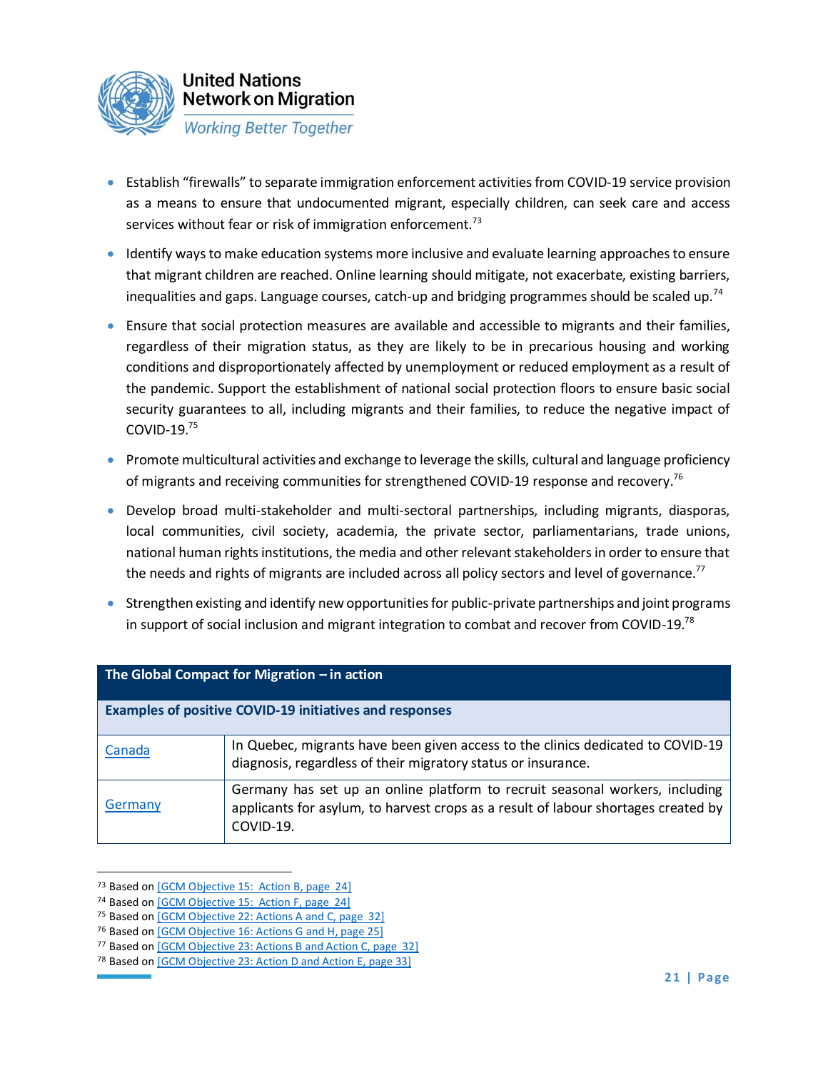- Establish “firewalls” to separate immigration enforcement activities from COVID-19 service provision as a means to ensure that undocumented migrant, especially children, can seek care and access services without fear or risk of immigration enforcement.[73]
- Identify ways to make education systems more inclusive and evaluate learning approaches to ensure that migrant children are reached. Online learning should mitigate, not exacerbate, existing barriers, inequalities and gaps. Language courses, catch-up and bridging programmes should be scaled up.[74]
- Ensure that social protection measures are available and accessible to migrants and their families, regardless of their migration status, as they are likely to be in precarious housing and working conditions and disproportionately affected by unemployment or reduced employment as a result of the pandemic. Support the establishment of national social protection floors to ensure basic social security guarantees to all, including migrants and their families, to reduce the negative impact of COVID-19.[75]
- Promote multicultural activities and exchange to leverage the skills, cultural and language proficiency of migrants and receiving communities for strengthened COVID-19 response and recovery.[76]
- Develop broad multi-stakeholder and multi-sectoral partnerships, including migrants, diasporas, local communities, civil society, academia, the private sector, parliamentarians, trade unions, national human rights institutions, the media and other relevant stakeholders in order to ensure that the needs and rights of migrants are included across all policy sectors and level of governance.[77]
- Strengthen existing and identify new opportunities for public-private partnerships and joint programs in support of social inclusion and migrant integration to combat and recover from COVID-19.[78]

| **The Global Compact for Migration – in action** | |
|---|---|
| **Examples of positive COVID-19 initiatives and responses** | |
| Canada | In Quebec, migrants have been given access to the clinics dedicated to COVID-19 diagnosis, regardless of their migratory status or insurance. |
| Germany | Germany has set up an online platform to recruit seasonal workers, including applicants for asylum, to harvest crops as a result of labour shortages created by COVID-19. |

[73] Based on [GCM Objective 15: Action B, page 24]
[74] Based on [GCM Objective 15: Action F, page 24]
[75] Based on [GCM Objective 22: Actions A and C, page 32]
[76] Based on [GCM Objective 16: Actions G and H, page 25]
[77] Based on [GCM Objective 23: Actions B and Action C, page 32]
[78] Based on [GCM Objective 23: Action D and Action E, page 33]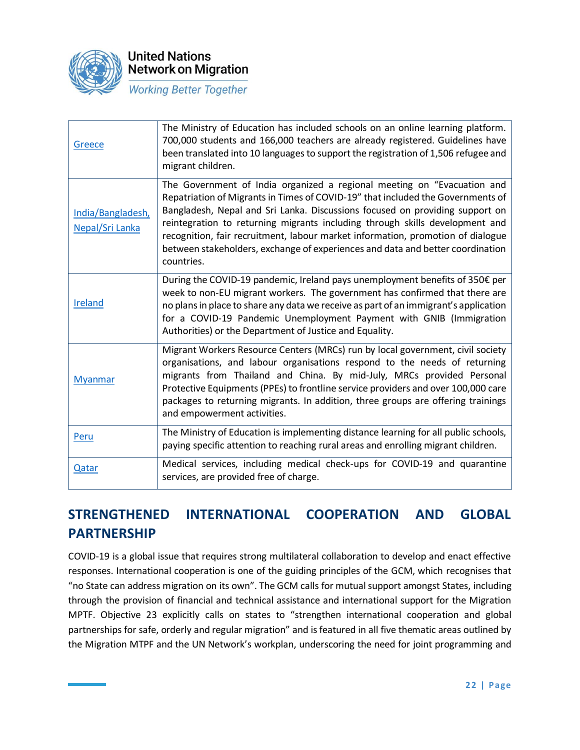| | |
|---|---|
| Greece | The Ministry of Education has included schools on an online learning platform. 700,000 students and 166,000 teachers are already registered. Guidelines have been translated into 10 languages to support the registration of 1,506 refugee and migrant children. |
| India/Bangladesh, Nepal/Sri Lanka | The Government of India organized a regional meeting on "Evacuation and Repatriation of Migrants in Times of COVID-19" that included the Governments of Bangladesh, Nepal and Sri Lanka. Discussions focused on providing support on reintegration to returning migrants including through skills development and recognition, fair recruitment, labour market information, promotion of dialogue between stakeholders, exchange of experiences and data and better coordination countries. |
| Ireland | During the COVID-19 pandemic, Ireland pays unemployment benefits of 350€ per week to non-EU migrant workers. The government has confirmed that there are no plans in place to share any data we receive as part of an immigrant's application for a COVID-19 Pandemic Unemployment Payment with GNIB (Immigration Authorities) or the Department of Justice and Equality. |
| Myanmar | Migrant Workers Resource Centers (MRCs) run by local government, civil society organisations, and labour organisations respond to the needs of returning migrants from Thailand and China. By mid-July, MRCs provided Personal Protective Equipments (PPEs) to frontline service providers and over 100,000 care packages to returning migrants. In addition, three groups are offering trainings and empowerment activities. |
| Peru | The Ministry of Education is implementing distance learning for all public schools, paying specific attention to reaching rural areas and enrolling migrant children. |
| Qatar | Medical services, including medical check-ups for COVID-19 and quarantine services, are provided free of charge. |

## STRENGTHENED INTERNATIONAL COOPERATION AND GLOBAL PARTNERSHIP

COVID-19 is a global issue that requires strong multilateral collaboration to develop and enact effective responses. International cooperation is one of the guiding principles of the GCM, which recognises that "no State can address migration on its own". The GCM calls for mutual support amongst States, including through the provision of financial and technical assistance and international support for the Migration MPTF. Objective 23 explicitly calls on states to "strengthen international cooperation and global partnerships for safe, orderly and regular migration" and is featured in all five thematic areas outlined by the Migration MTPF and the UN Network's workplan, underscoring the need for joint programming and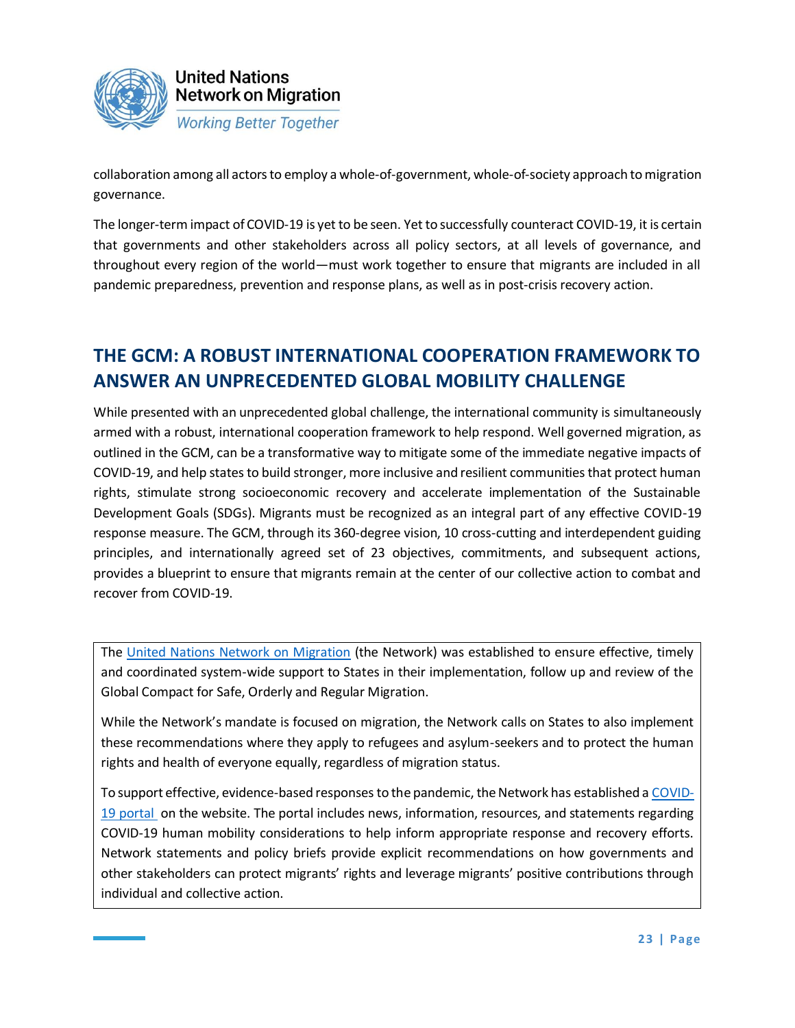collaboration among all actors to employ a whole-of-government, whole-of-society approach to migration governance.

The longer-term impact of COVID-19 is yet to be seen. Yet to successfully counteract COVID-19, it is certain that governments and other stakeholders across all policy sectors, at all levels of governance, and throughout every region of the world—must work together to ensure that migrants are included in all pandemic preparedness, prevention and response plans, as well as in post-crisis recovery action.

## THE GCM: A ROBUST INTERNATIONAL COOPERATION FRAMEWORK TO ANSWER AN UNPRECEDENTED GLOBAL MOBILITY CHALLENGE

While presented with an unprecedented global challenge, the international community is simultaneously armed with a robust, international cooperation framework to help respond. Well governed migration, as outlined in the GCM, can be a transformative way to mitigate some of the immediate negative impacts of COVID-19, and help states to build stronger, more inclusive and resilient communities that protect human rights, stimulate strong socioeconomic recovery and accelerate implementation of the Sustainable Development Goals (SDGs). Migrants must be recognized as an integral part of any effective COVID-19 response measure. The GCM, through its 360-degree vision, 10 cross-cutting and interdependent guiding principles, and internationally agreed set of 23 objectives, commitments, and subsequent actions, provides a blueprint to ensure that migrants remain at the center of our collective action to combat and recover from COVID-19.

> The United Nations Network on Migration (the Network) was established to ensure effective, timely and coordinated system-wide support to States in their implementation, follow up and review of the Global Compact for Safe, Orderly and Regular Migration.
>
> While the Network's mandate is focused on migration, the Network calls on States to also implement these recommendations where they apply to refugees and asylum-seekers and to protect the human rights and health of everyone equally, regardless of migration status.
>
> To support effective, evidence-based responses to the pandemic, the Network has established a COVID-19 portal on the website. The portal includes news, information, resources, and statements regarding COVID-19 human mobility considerations to help inform appropriate response and recovery efforts. Network statements and policy briefs provide explicit recommendations on how governments and other stakeholders can protect migrants' rights and leverage migrants' positive contributions through individual and collective action.